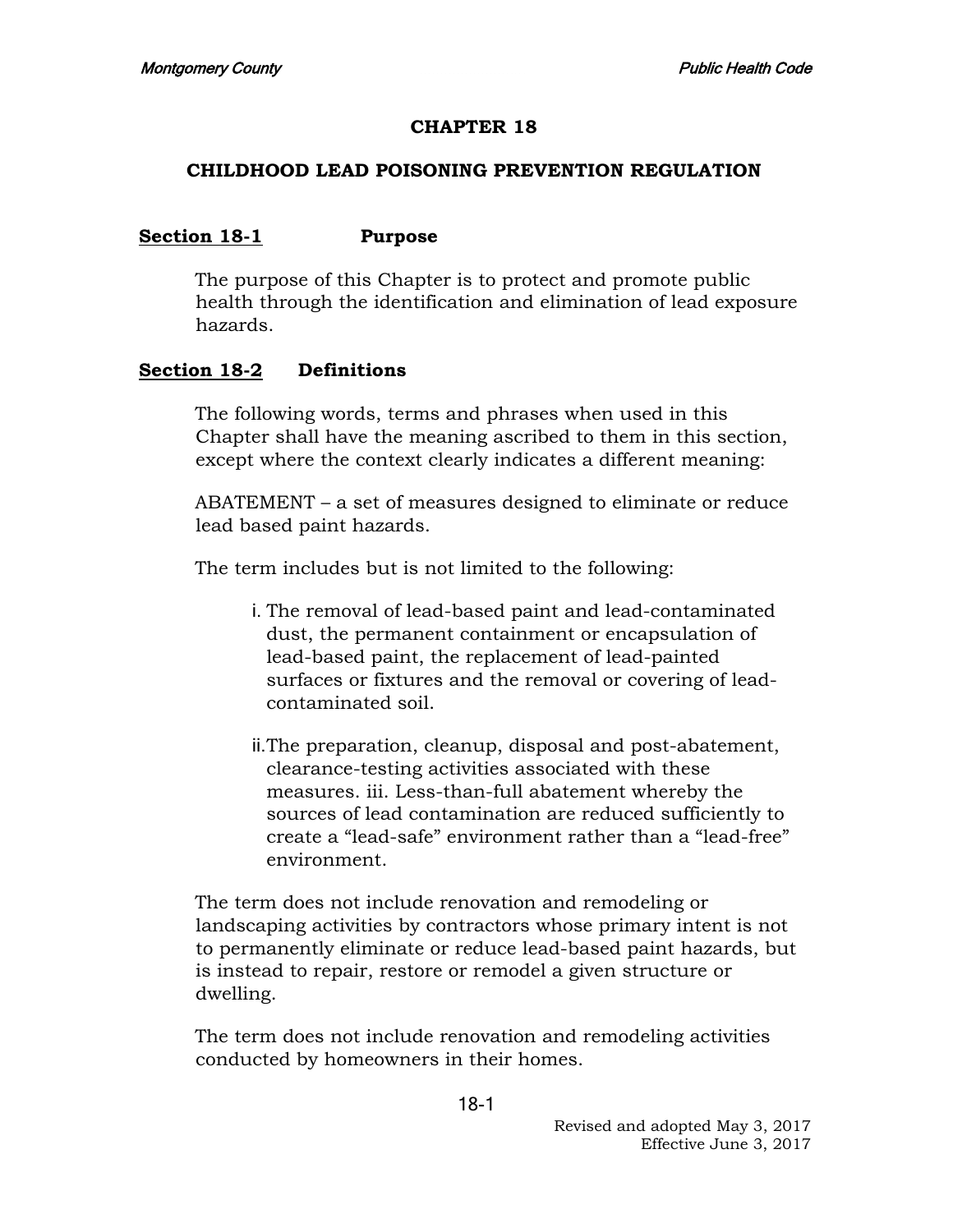# CHAPTER 18

## CHILDHOOD LEAD POISONING PREVENTION REGULATION

### Section 18-1 Purpose

The purpose of this Chapter is to protect and promote public health through the identification and elimination of lead exposure hazards.

### Section 18-2 Definitions

The following words, terms and phrases when used in this Chapter shall have the meaning ascribed to them in this section, except where the context clearly indicates a different meaning:

ABATEMENT – a set of measures designed to eliminate or reduce lead based paint hazards.

The term includes but is not limited to the following:

i. The removal of lead-based paint and lead-contaminated dust, the permanent containment or encapsulation of lead-based paint, the replacement of lead-painted surfaces or fixtures and the removal or covering of lead-contaminated soil.

ii. The preparation, cleanup, disposal and post-abatement, clearance-testing activities associated with these measures. iii. Less-than-full abatement whereby the sources of lead contamination are reduced sufficiently to create a "lead-safe" environment rather than a "lead-free" environment.

The term does not include renovation and remodeling or landscaping activities by contractors whose primary intent is not to permanently eliminate or reduce lead-based paint hazards, but is instead to repair, restore or remodel a given structure or dwelling.

The term does not include renovation and remodeling activities conducted by homeowners in their homes.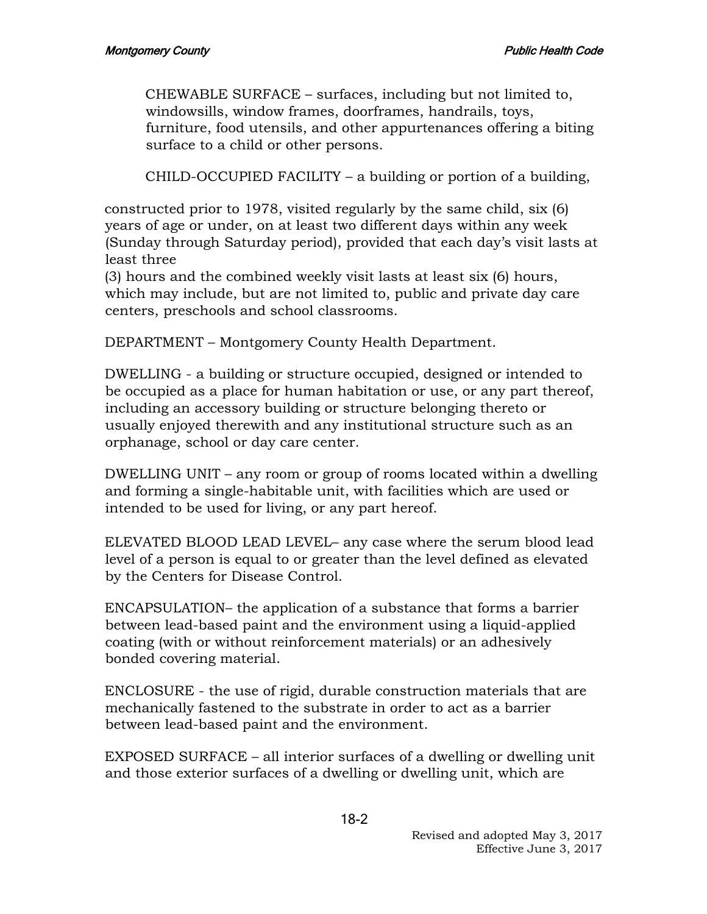CHEWABLE SURFACE – surfaces, including but not limited to, windowsills, window frames, doorframes, handrails, toys, furniture, food utensils, and other appurtenances offering a biting surface to a child or other persons.

CHILD-OCCUPIED FACILITY – a building or portion of a building, constructed prior to 1978, visited regularly by the same child, six (6) years of age or under, on at least two different days within any week (Sunday through Saturday period), provided that each day's visit lasts at least three (3) hours and the combined weekly visit lasts at least six (6) hours, which may include, but are not limited to, public and private day care centers, preschools and school classrooms.

DEPARTMENT – Montgomery County Health Department.

DWELLING - a building or structure occupied, designed or intended to be occupied as a place for human habitation or use, or any part thereof, including an accessory building or structure belonging thereto or usually enjoyed therewith and any institutional structure such as an orphanage, school or day care center.

DWELLING UNIT – any room or group of rooms located within a dwelling and forming a single-habitable unit, with facilities which are used or intended to be used for living, or any part hereof.

ELEVATED BLOOD LEAD LEVEL– any case where the serum blood lead level of a person is equal to or greater than the level defined as elevated by the Centers for Disease Control.

ENCAPSULATION– the application of a substance that forms a barrier between lead-based paint and the environment using a liquid-applied coating (with or without reinforcement materials) or an adhesively bonded covering material.

ENCLOSURE - the use of rigid, durable construction materials that are mechanically fastened to the substrate in order to act as a barrier between lead-based paint and the environment.

EXPOSED SURFACE – all interior surfaces of a dwelling or dwelling unit and those exterior surfaces of a dwelling or dwelling unit, which are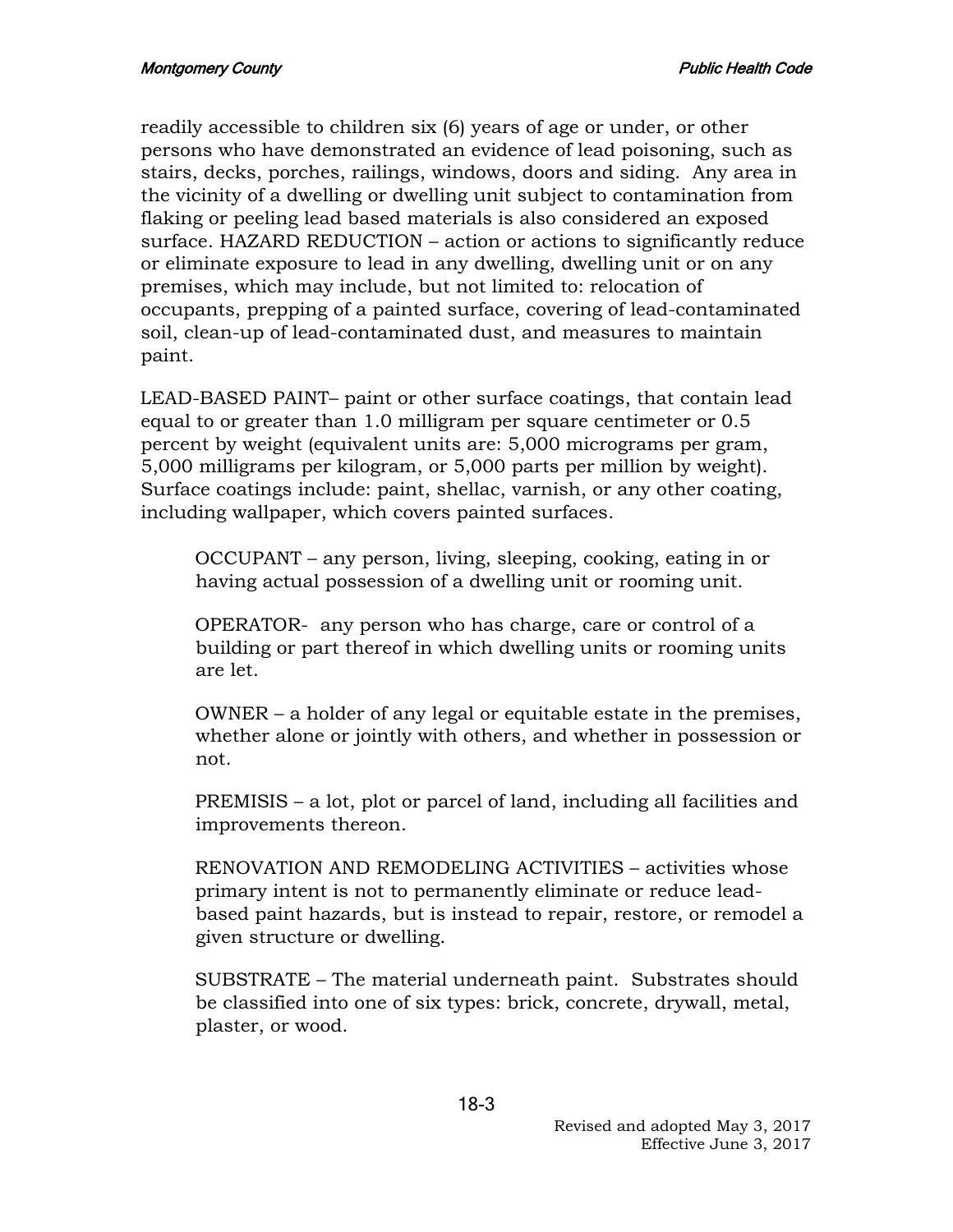readily accessible to children six (6) years of age or under, or other persons who have demonstrated an evidence of lead poisoning, such as stairs, decks, porches, railings, windows, doors and siding. Any area in the vicinity of a dwelling or dwelling unit subject to contamination from flaking or peeling lead based materials is also considered an exposed surface. HAZARD REDUCTION – action or actions to significantly reduce or eliminate exposure to lead in any dwelling, dwelling unit or on any premises, which may include, but not limited to: relocation of occupants, prepping of a painted surface, covering of lead-contaminated soil, clean-up of lead-contaminated dust, and measures to maintain paint.

LEAD-BASED PAINT– paint or other surface coatings, that contain lead equal to or greater than 1.0 milligram per square centimeter or 0.5 percent by weight (equivalent units are: 5,000 micrograms per gram, 5,000 milligrams per kilogram, or 5,000 parts per million by weight). Surface coatings include: paint, shellac, varnish, or any other coating, including wallpaper, which covers painted surfaces.

OCCUPANT – any person, living, sleeping, cooking, eating in or having actual possession of a dwelling unit or rooming unit.

OPERATOR- any person who has charge, care or control of a building or part thereof in which dwelling units or rooming units are let.

OWNER – a holder of any legal or equitable estate in the premises, whether alone or jointly with others, and whether in possession or not.

PREMISIS – a lot, plot or parcel of land, including all facilities and improvements thereon.

RENOVATION AND REMODELING ACTIVITIES – activities whose primary intent is not to permanently eliminate or reduce lead-based paint hazards, but is instead to repair, restore, or remodel a given structure or dwelling.

SUBSTRATE – The material underneath paint. Substrates should be classified into one of six types: brick, concrete, drywall, metal, plaster, or wood.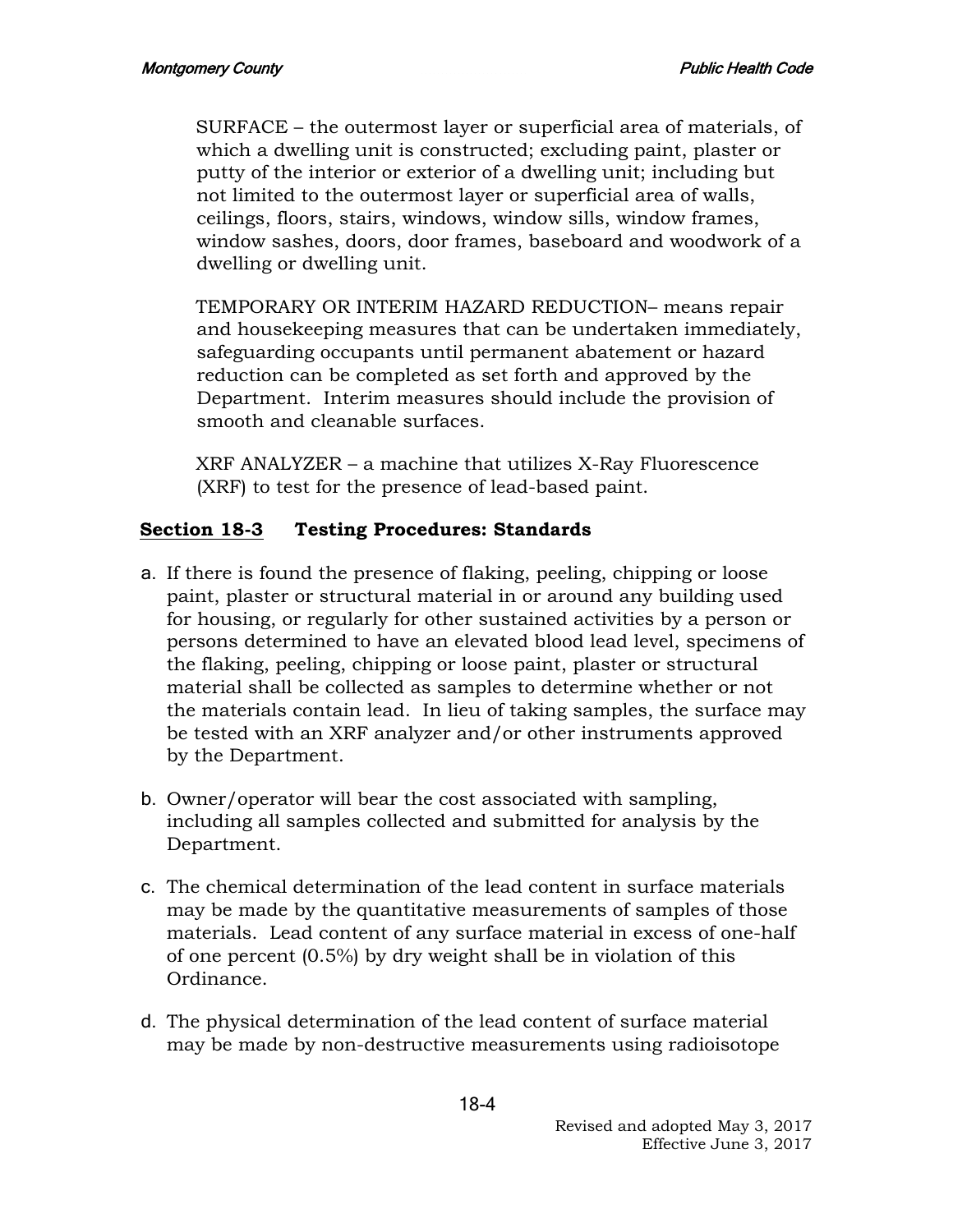SURFACE – the outermost layer or superficial area of materials, of which a dwelling unit is constructed; excluding paint, plaster or putty of the interior or exterior of a dwelling unit; including but not limited to the outermost layer or superficial area of walls, ceilings, floors, stairs, windows, window sills, window frames, window sashes, doors, door frames, baseboard and woodwork of a dwelling or dwelling unit.

TEMPORARY OR INTERIM HAZARD REDUCTION– means repair and housekeeping measures that can be undertaken immediately, safeguarding occupants until permanent abatement or hazard reduction can be completed as set forth and approved by the Department. Interim measures should include the provision of smooth and cleanable surfaces.

XRF ANALYZER – a machine that utilizes X-Ray Fluorescence (XRF) to test for the presence of lead-based paint.

## **Section 18-3** Testing Procedures: Standards

a. If there is found the presence of flaking, peeling, chipping or loose paint, plaster or structural material in or around any building used for housing, or regularly for other sustained activities by a person or persons determined to have an elevated blood lead level, specimens of the flaking, peeling, chipping or loose paint, plaster or structural material shall be collected as samples to determine whether or not the materials contain lead. In lieu of taking samples, the surface may be tested with an XRF analyzer and/or other instruments approved by the Department.

b. Owner/operator will bear the cost associated with sampling, including all samples collected and submitted for analysis by the Department.

c. The chemical determination of the lead content in surface materials may be made by the quantitative measurements of samples of those materials. Lead content of any surface material in excess of one-half of one percent (0.5%) by dry weight shall be in violation of this Ordinance.

d. The physical determination of the lead content of surface material may be made by non-destructive measurements using radioisotope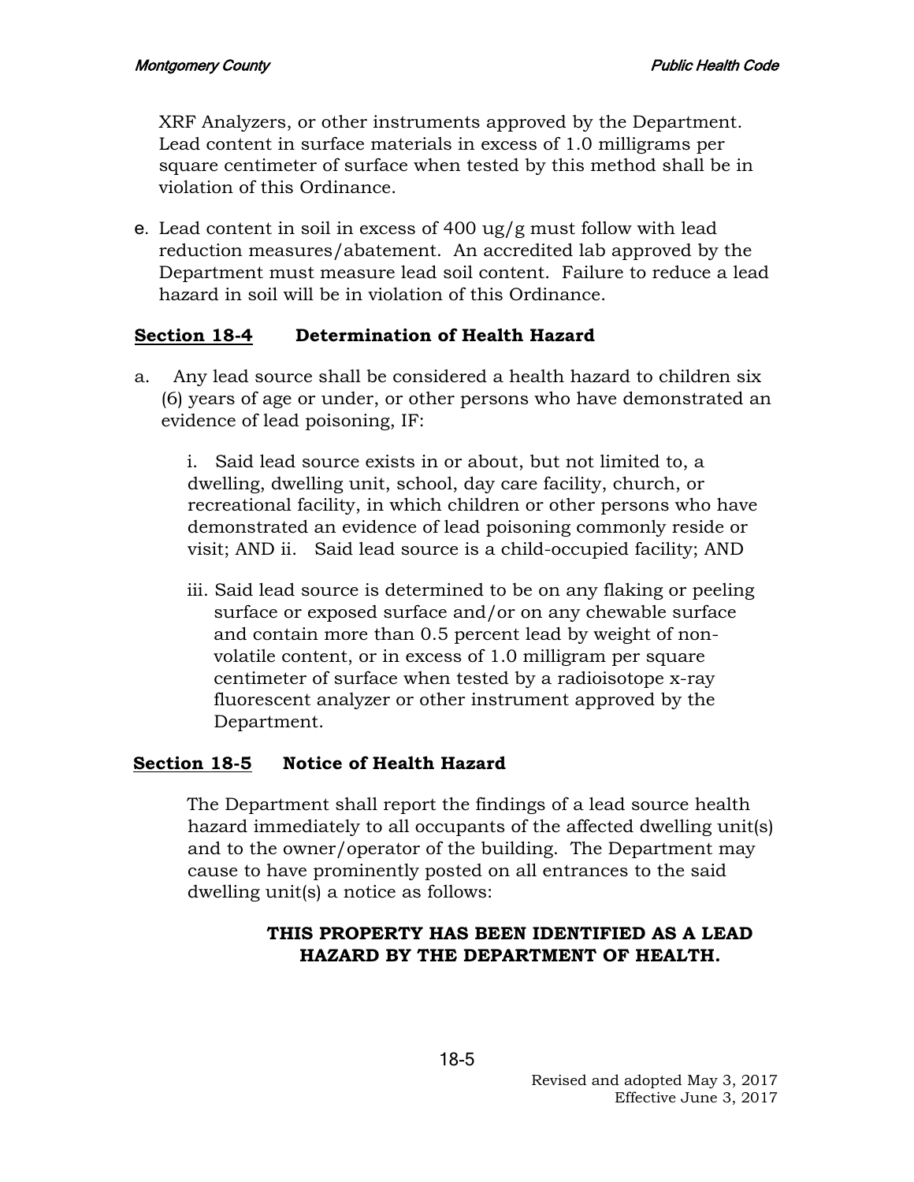XRF Analyzers, or other instruments approved by the Department. Lead content in surface materials in excess of 1.0 milligrams per square centimeter of surface when tested by this method shall be in violation of this Ordinance.

e. Lead content in soil in excess of 400 ug/g must follow with lead reduction measures/abatement. An accredited lab approved by the Department must measure lead soil content. Failure to reduce a lead hazard in soil will be in violation of this Ordinance.

### Section 18-4 Determination of Health Hazard

a. Any lead source shall be considered a health hazard to children six (6) years of age or under, or other persons who have demonstrated an evidence of lead poisoning, IF:

i. Said lead source exists in or about, but not limited to, a dwelling, dwelling unit, school, day care facility, church, or recreational facility, in which children or other persons who have demonstrated an evidence of lead poisoning commonly reside or visit; AND ii. Said lead source is a child-occupied facility; AND

iii. Said lead source is determined to be on any flaking or peeling surface or exposed surface and/or on any chewable surface and contain more than 0.5 percent lead by weight of non-volatile content, or in excess of 1.0 milligram per square centimeter of surface when tested by a radioisotope x-ray fluorescent analyzer or other instrument approved by the Department.

### Section 18-5 Notice of Health Hazard

The Department shall report the findings of a lead source health hazard immediately to all occupants of the affected dwelling unit(s) and to the owner/operator of the building. The Department may cause to have prominently posted on all entrances to the said dwelling unit(s) a notice as follows:

**THIS PROPERTY HAS BEEN IDENTIFIED AS A LEAD HAZARD BY THE DEPARTMENT OF HEALTH.**

Revised and adopted May 3, 2017
Effective June 3, 2017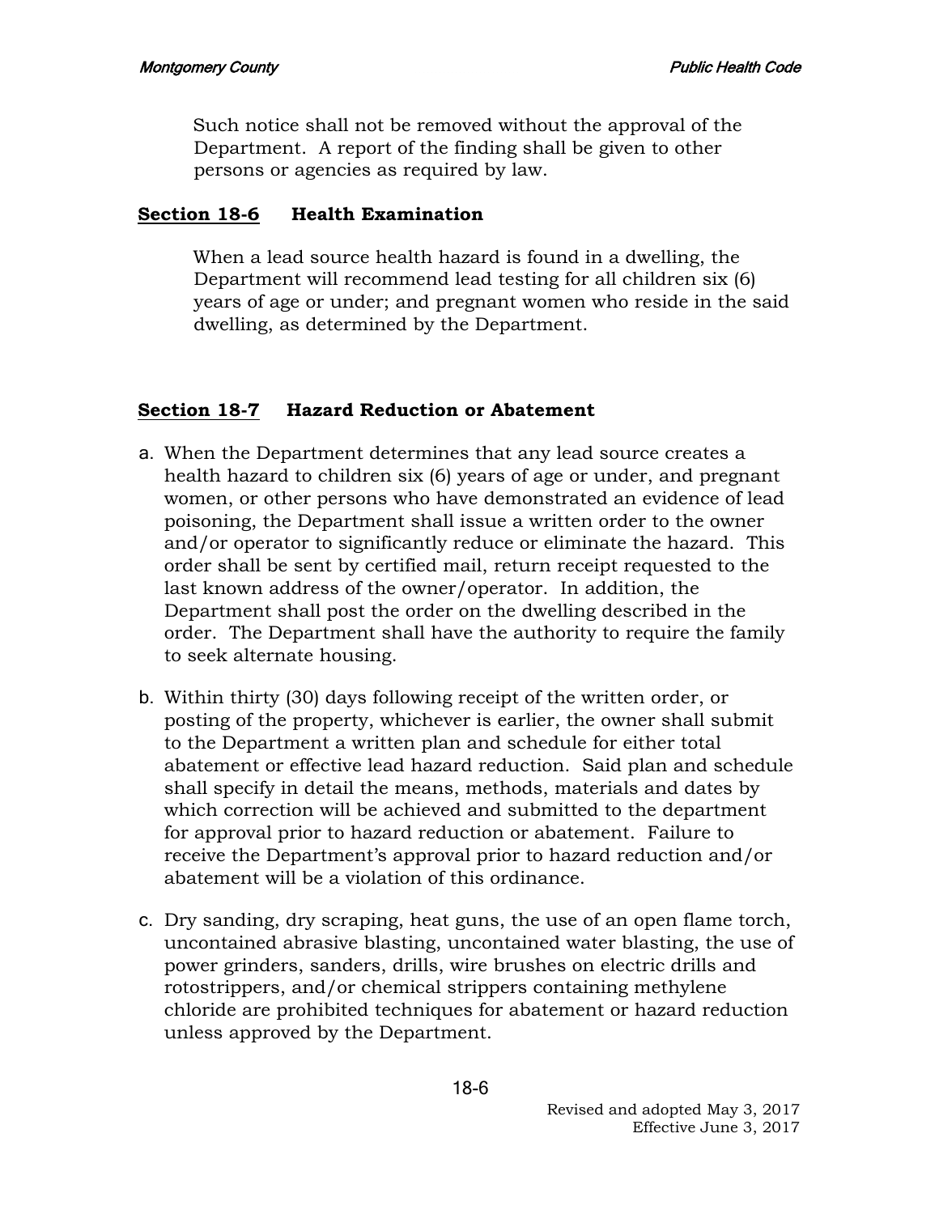Such notice shall not be removed without the approval of the Department. A report of the finding shall be given to other persons or agencies as required by law.

## <u>Section 18-6</u> Health Examination

When a lead source health hazard is found in a dwelling, the Department will recommend lead testing for all children six (6) years of age or under; and pregnant women who reside in the said dwelling, as determined by the Department.

## <u>Section 18-7</u> Hazard Reduction or Abatement

a. When the Department determines that any lead source creates a health hazard to children six (6) years of age or under, and pregnant women, or other persons who have demonstrated an evidence of lead poisoning, the Department shall issue a written order to the owner and/or operator to significantly reduce or eliminate the hazard. This order shall be sent by certified mail, return receipt requested to the last known address of the owner/operator. In addition, the Department shall post the order on the dwelling described in the order. The Department shall have the authority to require the family to seek alternate housing.

b. Within thirty (30) days following receipt of the written order, or posting of the property, whichever is earlier, the owner shall submit to the Department a written plan and schedule for either total abatement or effective lead hazard reduction. Said plan and schedule shall specify in detail the means, methods, materials and dates by which correction will be achieved and submitted to the department for approval prior to hazard reduction or abatement. Failure to receive the Department's approval prior to hazard reduction and/or abatement will be a violation of this ordinance.

c. Dry sanding, dry scraping, heat guns, the use of an open flame torch, uncontained abrasive blasting, uncontained water blasting, the use of power grinders, sanders, drills, wire brushes on electric drills and rotostrippers, and/or chemical strippers containing methylene chloride are prohibited techniques for abatement or hazard reduction unless approved by the Department.

Revised and adopted May 3, 2017
Effective June 3, 2017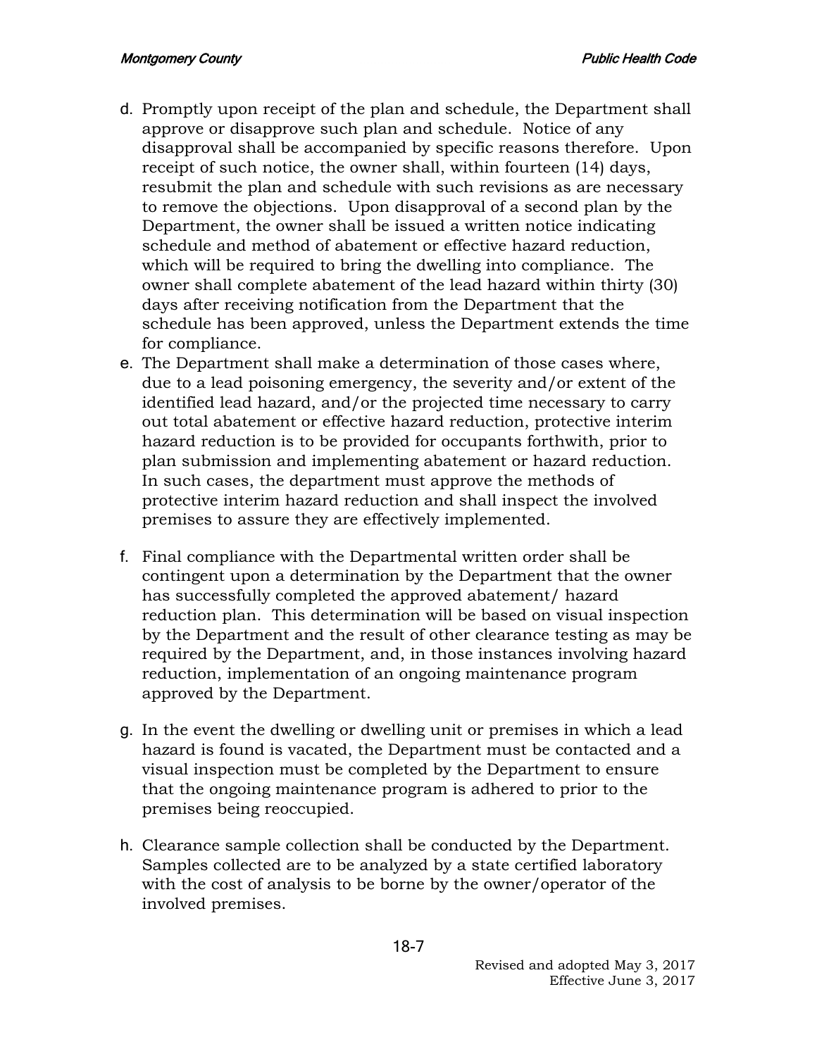d. Promptly upon receipt of the plan and schedule, the Department shall approve or disapprove such plan and schedule. Notice of any disapproval shall be accompanied by specific reasons therefore. Upon receipt of such notice, the owner shall, within fourteen (14) days, resubmit the plan and schedule with such revisions as are necessary to remove the objections. Upon disapproval of a second plan by the Department, the owner shall be issued a written notice indicating schedule and method of abatement or effective hazard reduction, which will be required to bring the dwelling into compliance. The owner shall complete abatement of the lead hazard within thirty (30) days after receiving notification from the Department that the schedule has been approved, unless the Department extends the time for compliance.

e. The Department shall make a determination of those cases where, due to a lead poisoning emergency, the severity and/or extent of the identified lead hazard, and/or the projected time necessary to carry out total abatement or effective hazard reduction, protective interim hazard reduction is to be provided for occupants forthwith, prior to plan submission and implementing abatement or hazard reduction. In such cases, the department must approve the methods of protective interim hazard reduction and shall inspect the involved premises to assure they are effectively implemented.

f. Final compliance with the Departmental written order shall be contingent upon a determination by the Department that the owner has successfully completed the approved abatement/ hazard reduction plan. This determination will be based on visual inspection by the Department and the result of other clearance testing as may be required by the Department, and, in those instances involving hazard reduction, implementation of an ongoing maintenance program approved by the Department.

g. In the event the dwelling or dwelling unit or premises in which a lead hazard is found is vacated, the Department must be contacted and a visual inspection must be completed by the Department to ensure that the ongoing maintenance program is adhered to prior to the premises being reoccupied.

h. Clearance sample collection shall be conducted by the Department. Samples collected are to be analyzed by a state certified laboratory with the cost of analysis to be borne by the owner/operator of the involved premises.

Revised and adopted May 3, 2017
Effective June 3, 2017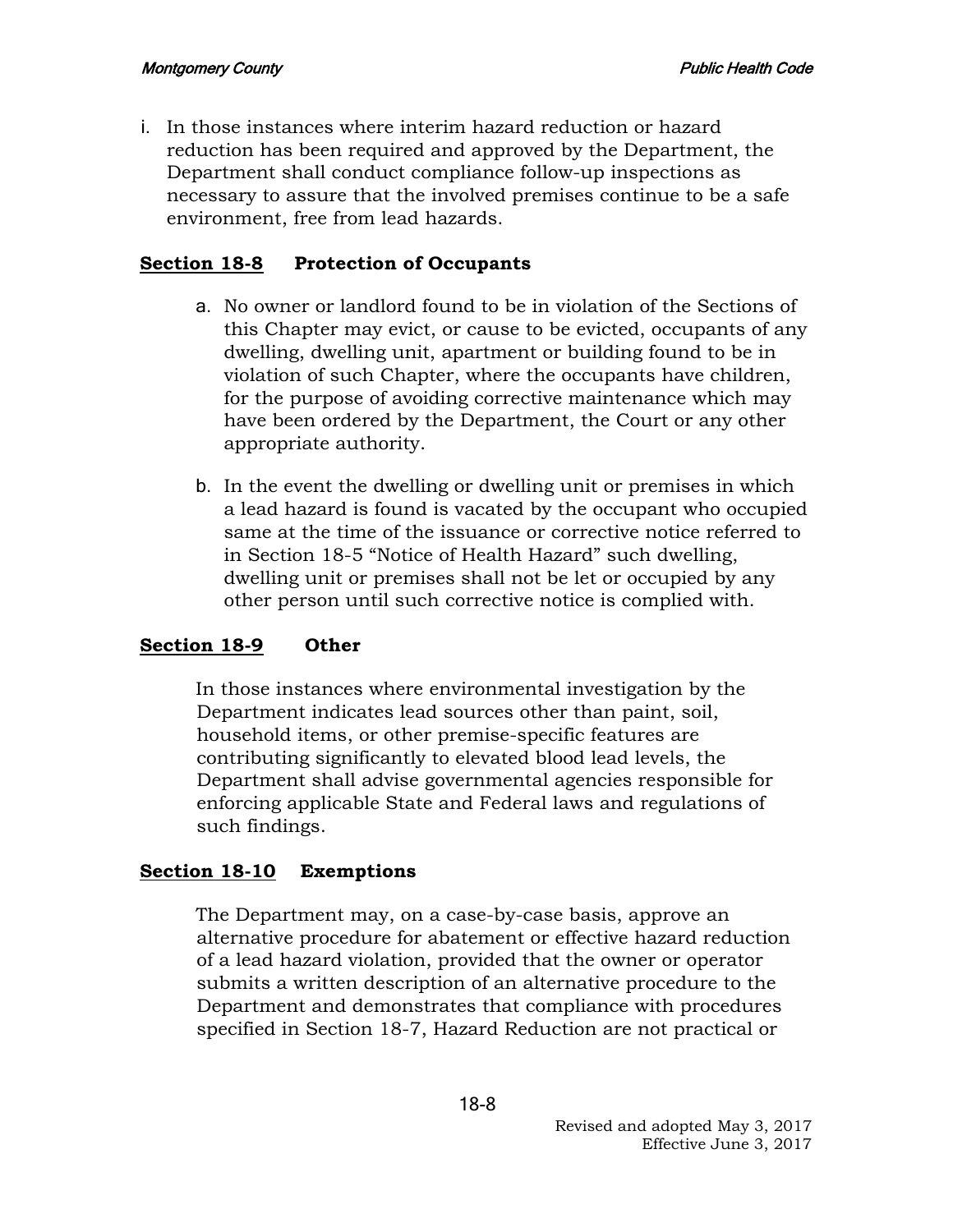i. In those instances where interim hazard reduction or hazard reduction has been required and approved by the Department, the Department shall conduct compliance follow-up inspections as necessary to assure that the involved premises continue to be a safe environment, free from lead hazards.

**Section 18-8 Protection of Occupants**

a. No owner or landlord found to be in violation of the Sections of this Chapter may evict, or cause to be evicted, occupants of any dwelling, dwelling unit, apartment or building found to be in violation of such Chapter, where the occupants have children, for the purpose of avoiding corrective maintenance which may have been ordered by the Department, the Court or any other appropriate authority.

b. In the event the dwelling or dwelling unit or premises in which a lead hazard is found is vacated by the occupant who occupied same at the time of the issuance or corrective notice referred to in Section 18-5 "Notice of Health Hazard" such dwelling, dwelling unit or premises shall not be let or occupied by any other person until such corrective notice is complied with.

**Section 18-9 Other**

In those instances where environmental investigation by the Department indicates lead sources other than paint, soil, household items, or other premise-specific features are contributing significantly to elevated blood lead levels, the Department shall advise governmental agencies responsible for enforcing applicable State and Federal laws and regulations of such findings.

**Section 18-10 Exemptions**

The Department may, on a case-by-case basis, approve an alternative procedure for abatement or effective hazard reduction of a lead hazard violation, provided that the owner or operator submits a written description of an alternative procedure to the Department and demonstrates that compliance with procedures specified in Section 18-7, Hazard Reduction are not practical or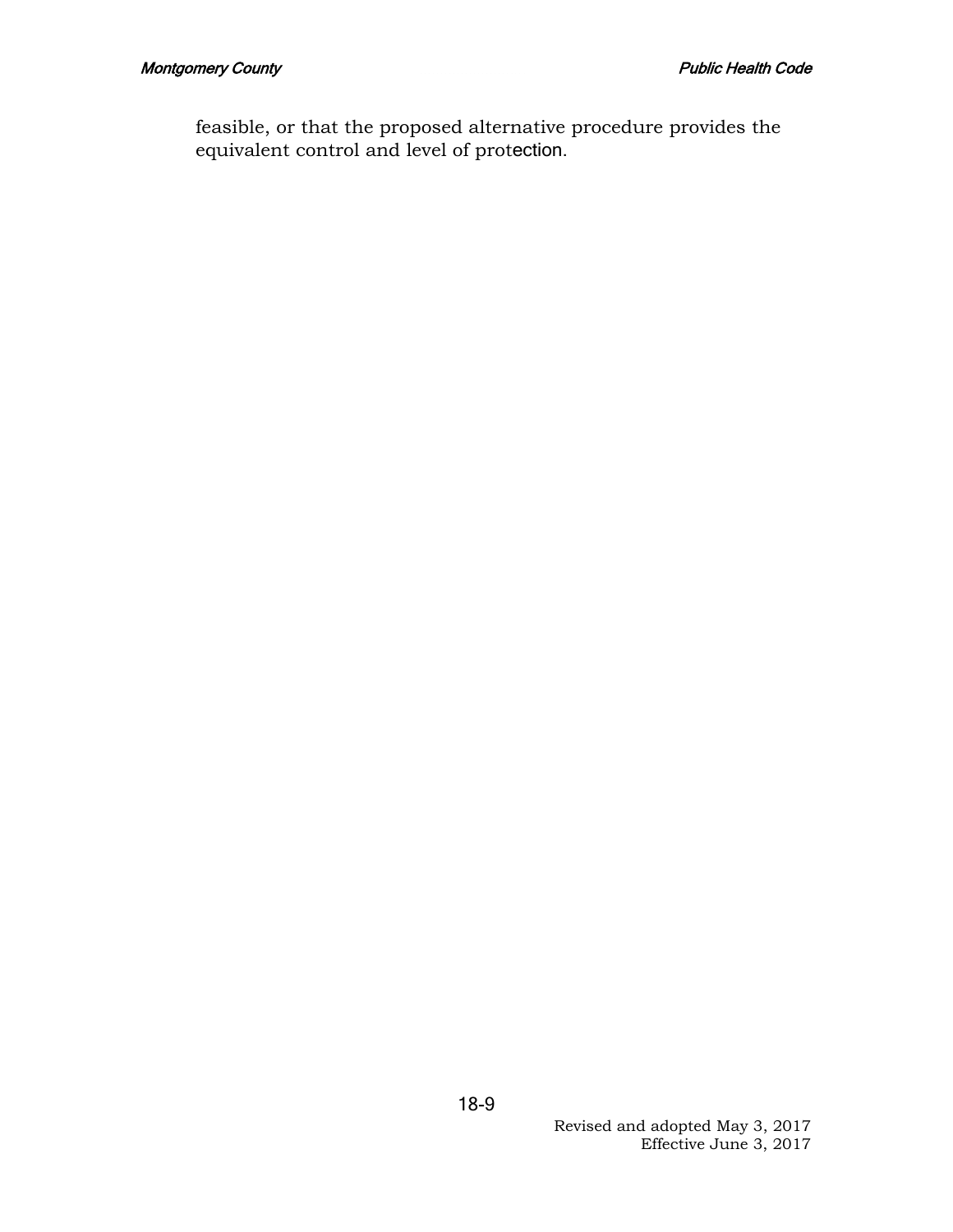feasible, or that the proposed alternative procedure provides the equivalent control and level of protection.